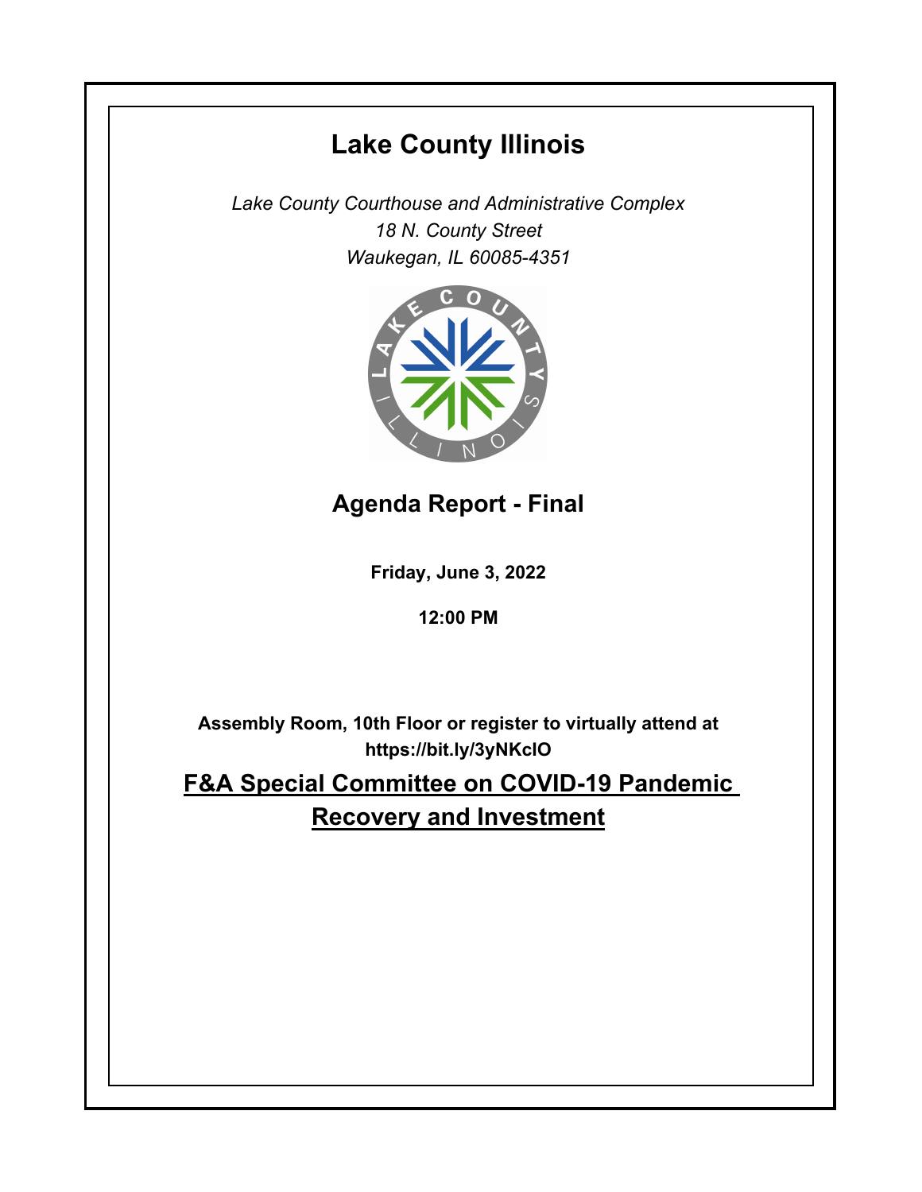# Lake County Illinois

*Lake County Courthouse and Administrative Complex*
*18 N. County Street*
*Waukegan, IL 60085-4351*

## Agenda Report - Final

**Friday, June 3, 2022**

**12:00 PM**

**Assembly Room, 10th Floor or register to virtually attend at https://bit.ly/3yNKclO**

## F&A Special Committee on COVID-19 Pandemic Recovery and Investment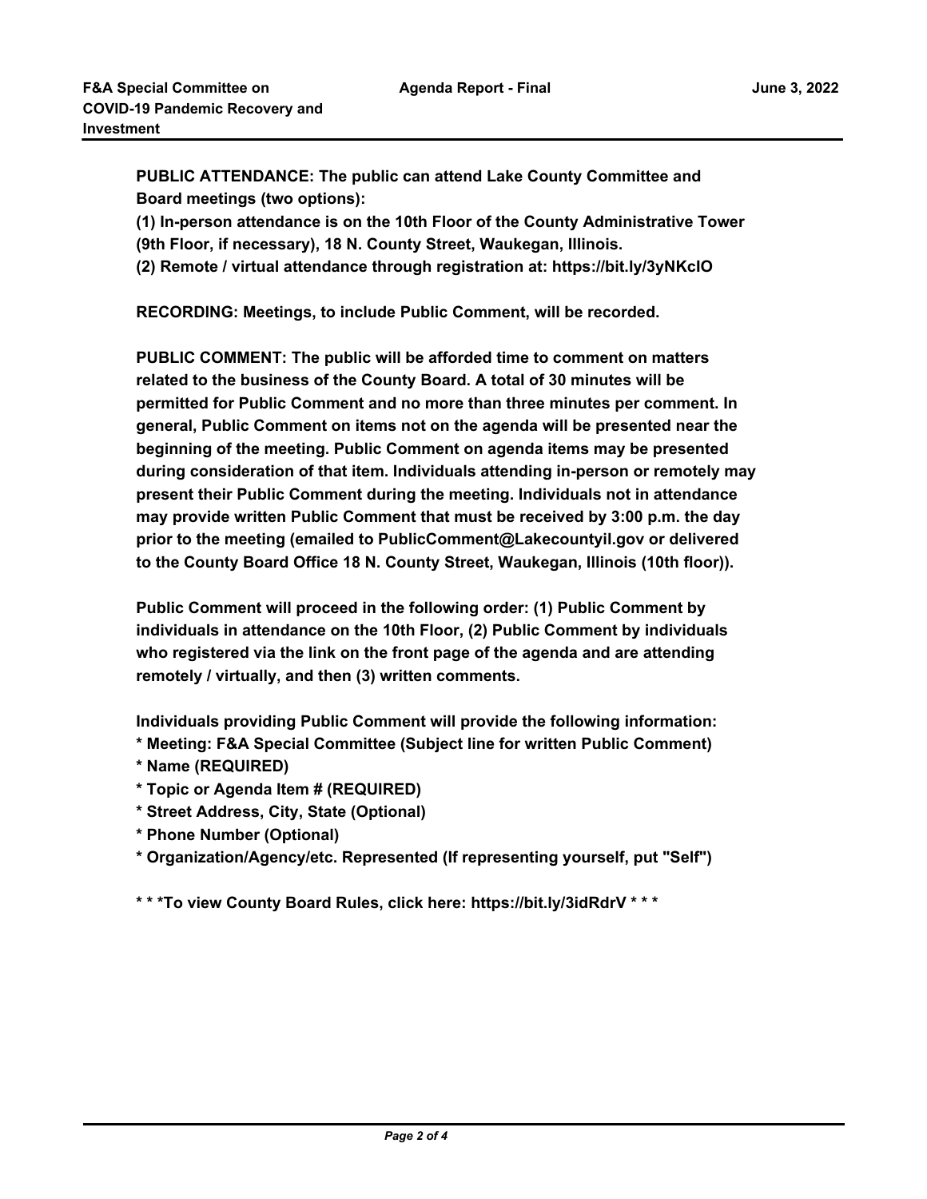**PUBLIC ATTENDANCE: The public can attend Lake County Committee and Board meetings (two options):**
**(1) In-person attendance is on the 10th Floor of the County Administrative Tower (9th Floor, if necessary), 18 N. County Street, Waukegan, Illinois.**
**(2) Remote / virtual attendance through registration at: https://bit.ly/3yNKcIO**

**RECORDING: Meetings, to include Public Comment, will be recorded.**

**PUBLIC COMMENT: The public will be afforded time to comment on matters related to the business of the County Board. A total of 30 minutes will be permitted for Public Comment and no more than three minutes per comment. In general, Public Comment on items not on the agenda will be presented near the beginning of the meeting. Public Comment on agenda items may be presented during consideration of that item. Individuals attending in-person or remotely may present their Public Comment during the meeting. Individuals not in attendance may provide written Public Comment that must be received by 3:00 p.m. the day prior to the meeting (emailed to PublicComment@Lakecountyil.gov or delivered to the County Board Office 18 N. County Street, Waukegan, Illinois (10th floor)).**

**Public Comment will proceed in the following order: (1) Public Comment by individuals in attendance on the 10th Floor, (2) Public Comment by individuals who registered via the link on the front page of the agenda and are attending remotely / virtually, and then (3) written comments.**

**Individuals providing Public Comment will provide the following information:**
**\* Meeting: F&A Special Committee (Subject line for written Public Comment)**
**\* Name (REQUIRED)**
**\* Topic or Agenda Item # (REQUIRED)**
**\* Street Address, City, State (Optional)**
**\* Phone Number (Optional)**
**\* Organization/Agency/etc. Represented (If representing yourself, put "Self")**

**\* \* \*To view County Board Rules, click here: https://bit.ly/3idRdrV \* \* \***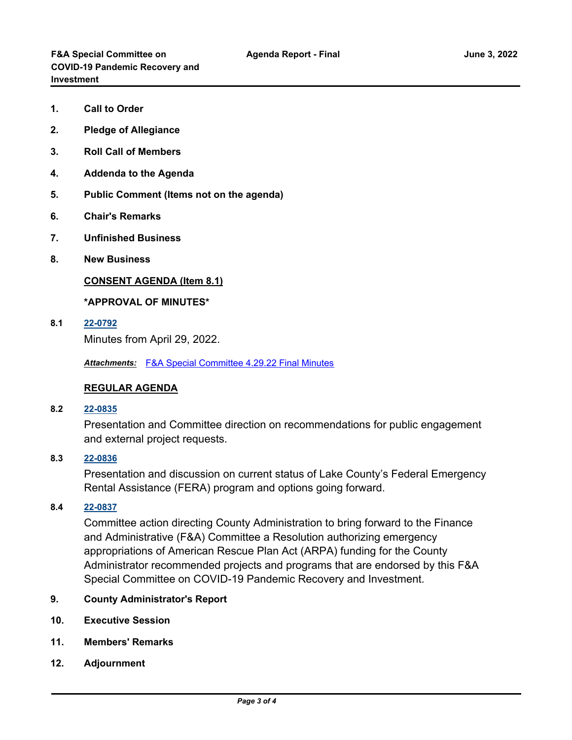1. **Call to Order**
2. **Pledge of Allegiance**
3. **Roll Call of Members**
4. **Addenda to the Agenda**
5. **Public Comment (Items not on the agenda)**
6. **Chair's Remarks**
7. **Unfinished Business**
8. **New Business**

**CONSENT AGENDA (Item 8.1)**

***APPROVAL OF MINUTES***

**8.1** **22-0792**

Minutes from April 29, 2022.

***Attachments:*** F&A Special Committee 4.29.22 Final Minutes

**REGULAR AGENDA**

**8.2** **22-0835**

Presentation and Committee direction on recommendations for public engagement and external project requests.

**8.3** **22-0836**

Presentation and discussion on current status of Lake County's Federal Emergency Rental Assistance (FERA) program and options going forward.

**8.4** **22-0837**

Committee action directing County Administration to bring forward to the Finance and Administrative (F&A) Committee a Resolution authorizing emergency appropriations of American Rescue Plan Act (ARPA) funding for the County Administrator recommended projects and programs that are endorsed by this F&A Special Committee on COVID-19 Pandemic Recovery and Investment.

9. **County Administrator's Report**
10. **Executive Session**
11. **Members' Remarks**
12. **Adjournment**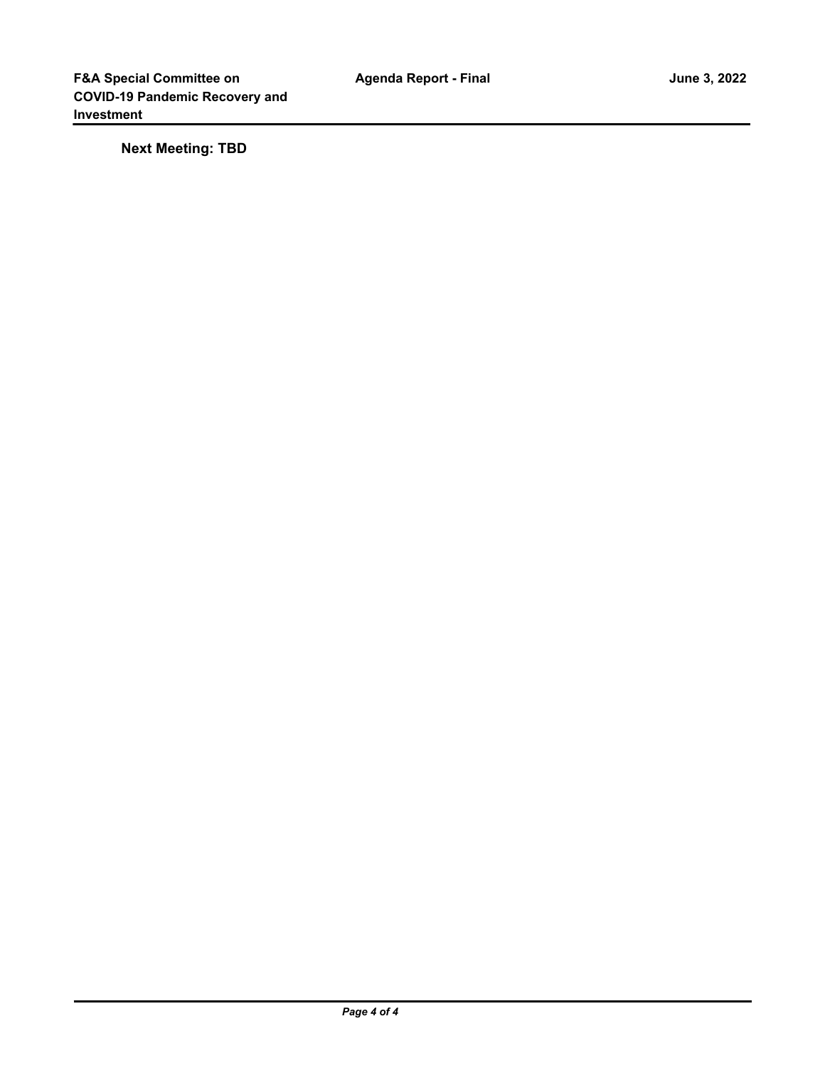**Next Meeting: TBD**